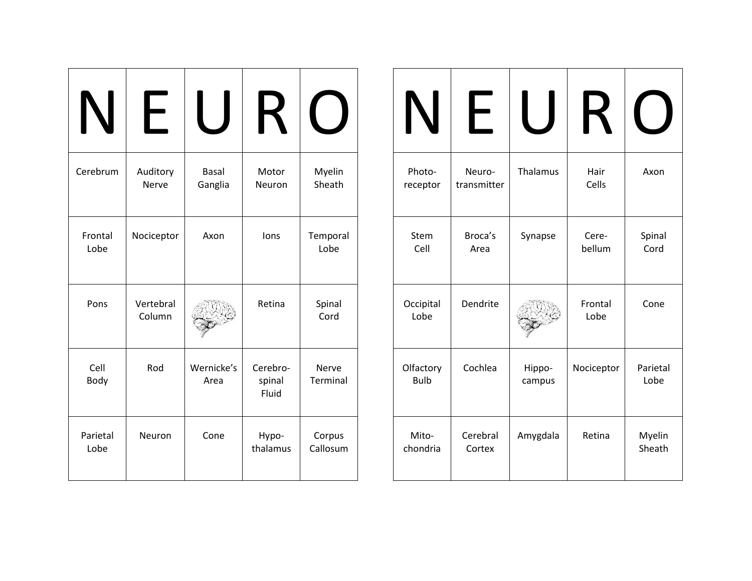| N | E | U | R | O |
|---|---|---|---|---|
| Cerebrum | Auditory Nerve | Basal Ganglia | Motor Neuron | Myelin Sheath |
| Frontal Lobe | Nociceptor | Axon | Ions | Temporal Lobe |
| Pons | Vertebral Column | | Retina | Spinal Cord |
| Cell Body | Rod | Wernicke's Area | Cerebro-spinal Fluid | Nerve Terminal |
| Parietal Lobe | Neuron | Cone | Hypo-thalamus | Corpus Callosum |

| N | E | U | R | O |
|---|---|---|---|---|
| Photo-receptor | Neuro-transmitter | Thalamus | Hair Cells | Axon |
| Stem Cell | Broca's Area | Synapse | Cere-bellum | Spinal Cord |
| Occipital Lobe | Dendrite | | Frontal Lobe | Cone |
| Olfactory Bulb | Cochlea | Hippo-campus | Nociceptor | Parietal Lobe |
| Mito-chondria | Cerebral Cortex | Amygdala | Retina | Myelin Sheath |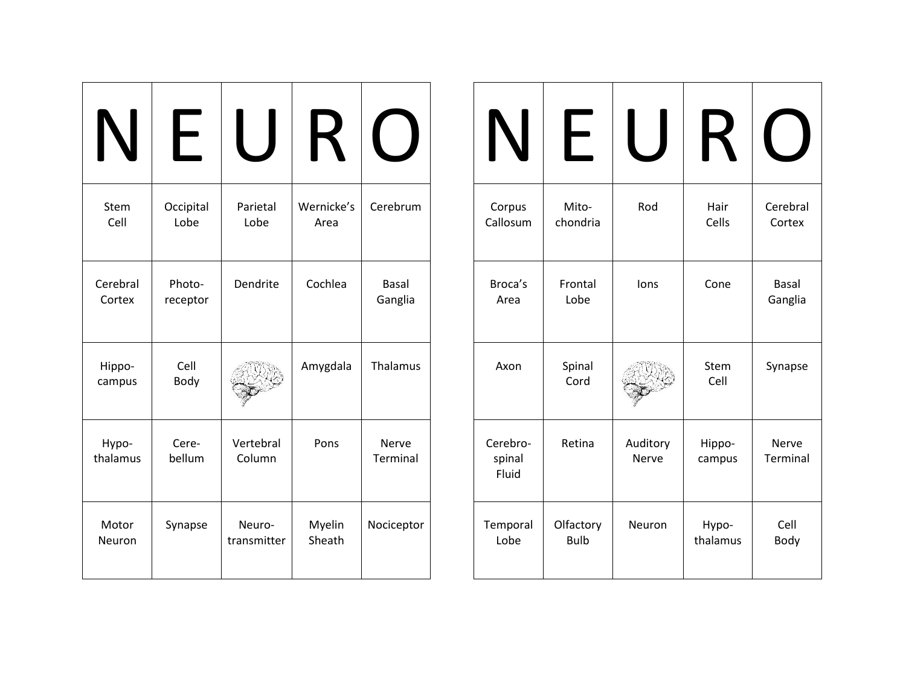| N | E | U | R | O |
|---|---|---|---|---|
| Stem Cell | Occipital Lobe | Parietal Lobe | Wernicke's Area | Cerebrum |
| Cerebral Cortex | Photo-receptor | Dendrite | Cochlea | Basal Ganglia |
| Hippo-campus | Cell Body | | Amygdala | Thalamus |
| Hypo-thalamus | Cere-bellum | Vertebral Column | Pons | Nerve Terminal |
| Motor Neuron | Synapse | Neuro-transmitter | Myelin Sheath | Nociceptor |

| N | E | U | R | O |
|---|---|---|---|---|
| Corpus Callosum | Mito-chondria | Rod | Hair Cells | Cerebral Cortex |
| Broca's Area | Frontal Lobe | Ions | Cone | Basal Ganglia |
| Axon | Spinal Cord | | Stem Cell | Synapse |
| Cerebro-spinal Fluid | Retina | Auditory Nerve | Hippo-campus | Nerve Terminal |
| Temporal Lobe | Olfactory Bulb | Neuron | Hypo-thalamus | Cell Body |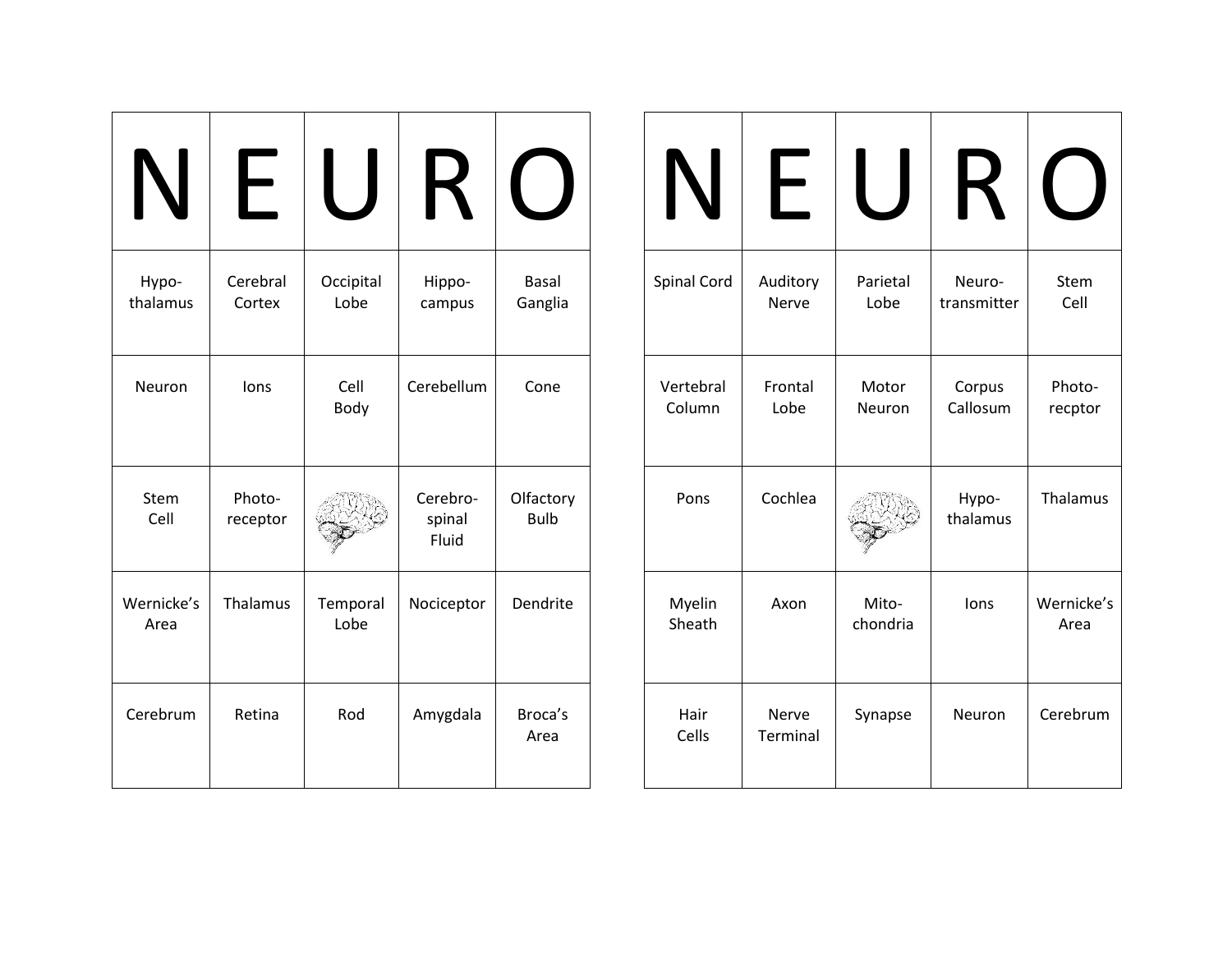| N | E | U | R | O |
|---|---|---|---|---|
| Hypo-thalamus | Cerebral Cortex | Occipital Lobe | Hippo-campus | Basal Ganglia |
| Neuron | Ions | Cell Body | Cerebellum | Cone |
| Stem Cell | Photo-receptor | | Cerebro-spinal Fluid | Olfactory Bulb |
| Wernicke's Area | Thalamus | Temporal Lobe | Nociceptor | Dendrite |
| Cerebrum | Retina | Rod | Amygdala | Broca's Area |

| N | E | U | R | O |
|---|---|---|---|---|
| Spinal Cord | Auditory Nerve | Parietal Lobe | Neuro-transmitter | Stem Cell |
| Vertebral Column | Frontal Lobe | Motor Neuron | Corpus Callosum | Photo-recptor |
| Pons | Cochlea | | Hypo-thalamus | Thalamus |
| Myelin Sheath | Axon | Mito-chondria | Ions | Wernicke's Area |
| Hair Cells | Nerve Terminal | Synapse | Neuron | Cerebrum |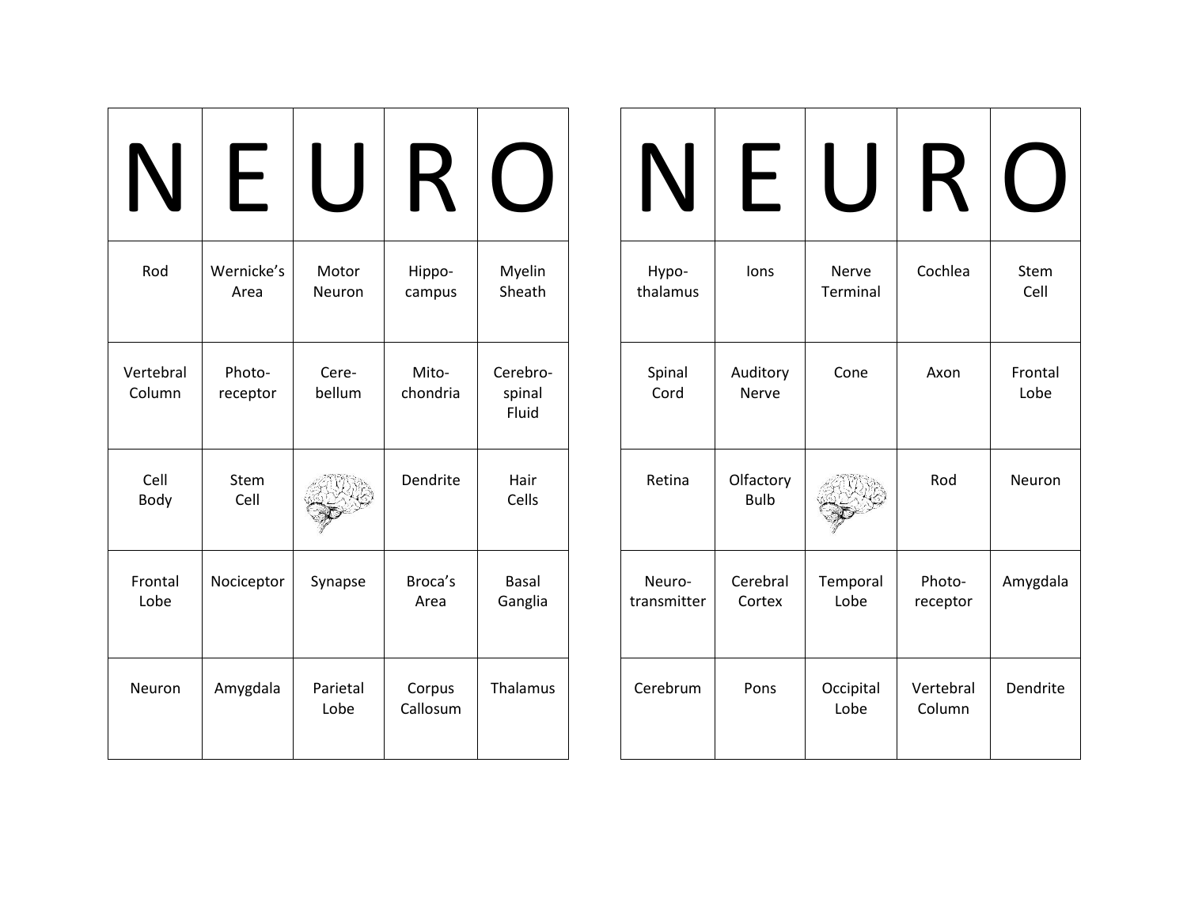| N | E | U | R | O |
|---|---|---|---|---|
| Rod | Wernicke's Area | Motor Neuron | Hippo-campus | Myelin Sheath |
| Vertebral Column | Photo-receptor | Cere-bellum | Mito-chondria | Cerebro-spinal Fluid |
| Cell Body | Stem Cell | | Dendrite | Hair Cells |
| Frontal Lobe | Nociceptor | Synapse | Broca's Area | Basal Ganglia |
| Neuron | Amygdala | Parietal Lobe | Corpus Callosum | Thalamus |

| N | E | U | R | O |
|---|---|---|---|---|
| Hypo-thalamus | Ions | Nerve Terminal | Cochlea | Stem Cell |
| Spinal Cord | Auditory Nerve | Cone | Axon | Frontal Lobe |
| Retina | Olfactory Bulb | | Rod | Neuron |
| Neuro-transmitter | Cerebral Cortex | Temporal Lobe | Photo-receptor | Amygdala |
| Cerebrum | Pons | Occipital Lobe | Vertebral Column | Dendrite |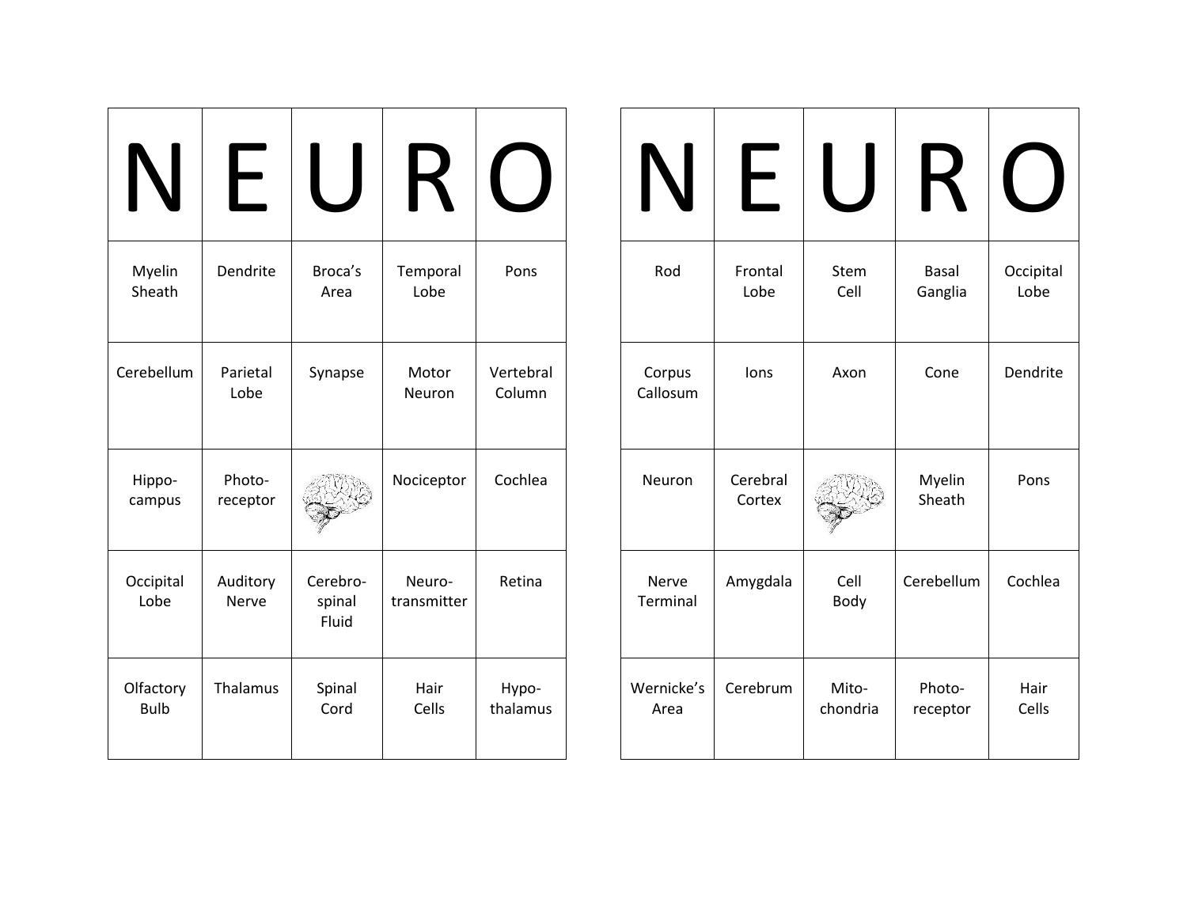| N | E | U | R | O |
| --- | --- | --- | --- | --- |
| Myelin Sheath | Dendrite | Broca's Area | Temporal Lobe | Pons |
| Cerebellum | Parietal Lobe | Synapse | Motor Neuron | Vertebral Column |
| Hippo-campus | Photo-receptor | | Nociceptor | Cochlea |
| Occipital Lobe | Auditory Nerve | Cerebro-spinal Fluid | Neuro-transmitter | Retina |
| Olfactory Bulb | Thalamus | Spinal Cord | Hair Cells | Hypo-thalamus |

| N | E | U | R | O |
| --- | --- | --- | --- | --- |
| Rod | Frontal Lobe | Stem Cell | Basal Ganglia | Occipital Lobe |
| Corpus Callosum | Ions | Axon | Cone | Dendrite |
| Neuron | Cerebral Cortex | | Myelin Sheath | Pons |
| Nerve Terminal | Amygdala | Cell Body | Cerebellum | Cochlea |
| Wernicke's Area | Cerebrum | Mito-chondria | Photo-receptor | Hair Cells |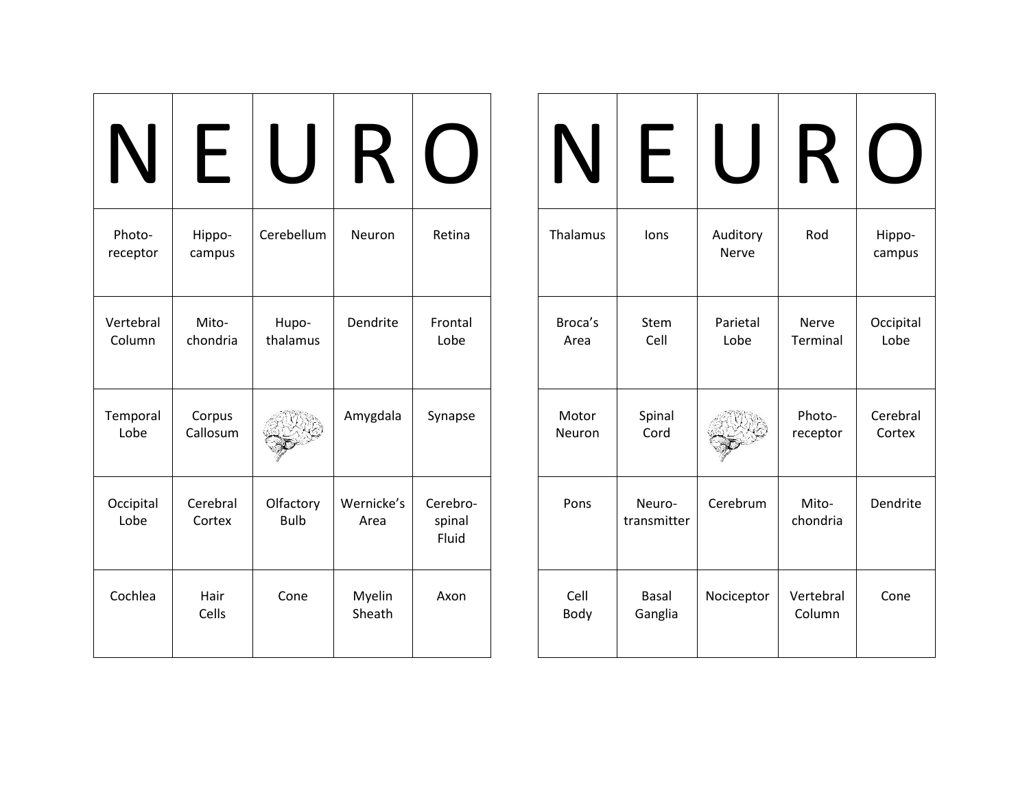| N | E | U | R | O |
| --- | --- | --- | --- | --- |
| Photo-receptor | Hippo-campus | Cerebellum | Neuron | Retina |
| Vertebral Column | Mito-chondria | Hupo-thalamus | Dendrite | Frontal Lobe |
| Temporal Lobe | Corpus Callosum | | Amygdala | Synapse |
| Occipital Lobe | Cerebral Cortex | Olfactory Bulb | Wernicke's Area | Cerebro-spinal Fluid |
| Cochlea | Hair Cells | Cone | Myelin Sheath | Axon |

| N | E | U | R | O |
| --- | --- | --- | --- | --- |
| Thalamus | Ions | Auditory Nerve | Rod | Hippo-campus |
| Broca's Area | Stem Cell | Parietal Lobe | Nerve Terminal | Occipital Lobe |
| Motor Neuron | Spinal Cord | | Photo-receptor | Cerebral Cortex |
| Pons | Neuro-transmitter | Cerebrum | Mito-chondria | Dendrite |
| Cell Body | Basal Ganglia | Nociceptor | Vertebral Column | Cone |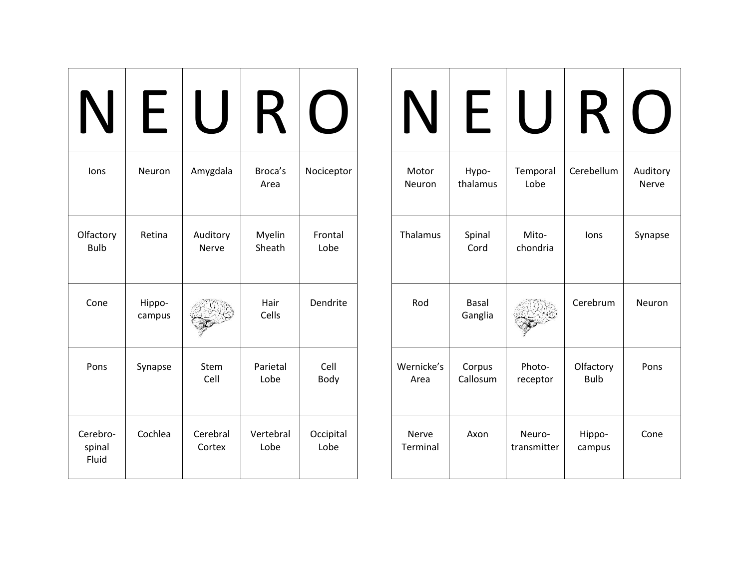| N | E | U | R | O |
|---|---|---|---|---|
| Ions | Neuron | Amygdala | Broca's Area | Nociceptor |
| Olfactory Bulb | Retina | Auditory Nerve | Myelin Sheath | Frontal Lobe |
| Cone | Hippo-campus | | Hair Cells | Dendrite |
| Pons | Synapse | Stem Cell | Parietal Lobe | Cell Body |
| Cerebro-spinal Fluid | Cochlea | Cerebral Cortex | Vertebral Lobe | Occipital Lobe |

| N | E | U | R | O |
|---|---|---|---|---|
| Motor Neuron | Hypo-thalamus | Temporal Lobe | Cerebellum | Auditory Nerve |
| Thalamus | Spinal Cord | Mito-chondria | Ions | Synapse |
| Rod | Basal Ganglia | | Cerebrum | Neuron |
| Wernicke's Area | Corpus Callosum | Photo-receptor | Olfactory Bulb | Pons |
| Nerve Terminal | Axon | Neuro-transmitter | Hippo-campus | Cone |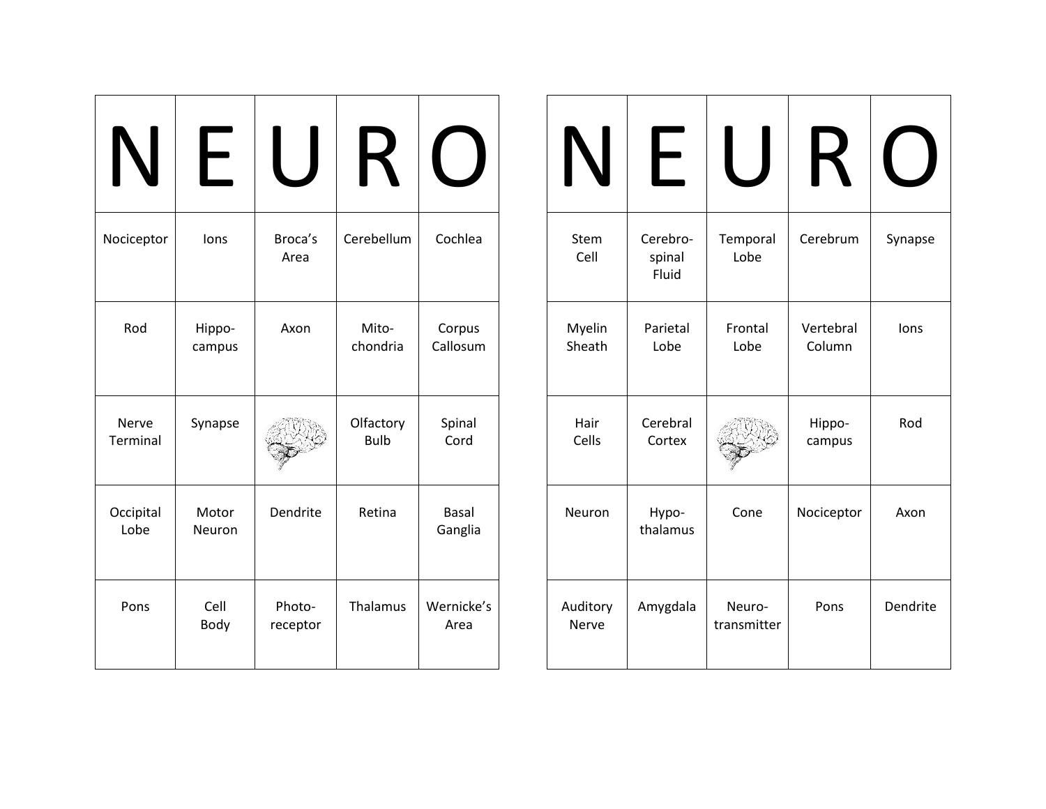| N | E | U | R | O |
|---|---|---|---|---|
| Nociceptor | Ions | Broca's Area | Cerebellum | Cochlea |
| Rod | Hippo-campus | Axon | Mito-chondria | Corpus Callosum |
| Nerve Terminal | Synapse | | Olfactory Bulb | Spinal Cord |
| Occipital Lobe | Motor Neuron | Dendrite | Retina | Basal Ganglia |
| Pons | Cell Body | Photo-receptor | Thalamus | Wernicke's Area |

| N | E | U | R | O |
|---|---|---|---|---|
| Stem Cell | Cerebro-spinal Fluid | Temporal Lobe | Cerebrum | Synapse |
| Myelin Sheath | Parietal Lobe | Frontal Lobe | Vertebral Column | Ions |
| Hair Cells | Cerebral Cortex | | Hippo-campus | Rod |
| Neuron | Hypo-thalamus | Cone | Nociceptor | Axon |
| Auditory Nerve | Amygdala | Neuro-transmitter | Pons | Dendrite |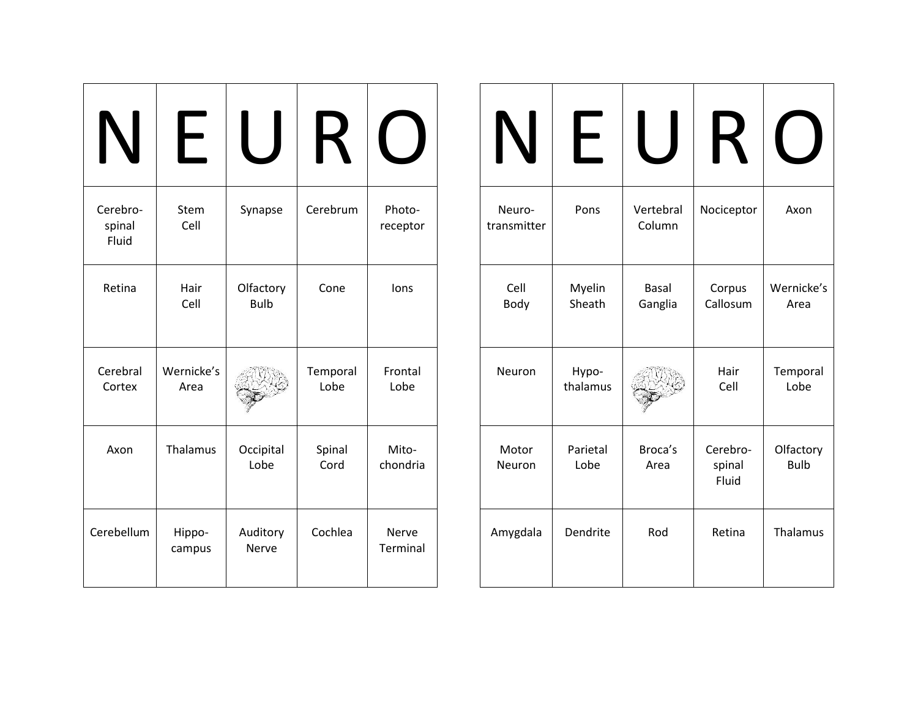| N | E | U | R | O |
|---|---|---|---|---|
| Cerebro-spinal Fluid | Stem Cell | Synapse | Cerebrum | Photo-receptor |
| Retina | Hair Cell | Olfactory Bulb | Cone | Ions |
| Cerebral Cortex | Wernicke’s Area | | Temporal Lobe | Frontal Lobe |
| Axon | Thalamus | Occipital Lobe | Spinal Cord | Mito-chondria |
| Cerebellum | Hippo-campus | Auditory Nerve | Cochlea | Nerve Terminal |

| N | E | U | R | O |
|---|---|---|---|---|
| Neuro-transmitter | Pons | Vertebral Column | Nociceptor | Axon |
| Cell Body | Myelin Sheath | Basal Ganglia | Corpus Callosum | Wernicke’s Area |
| Neuron | Hypo-thalamus | | Hair Cell | Temporal Lobe |
| Motor Neuron | Parietal Lobe | Broca’s Area | Cerebro-spinal Fluid | Olfactory Bulb |
| Amygdala | Dendrite | Rod | Retina | Thalamus |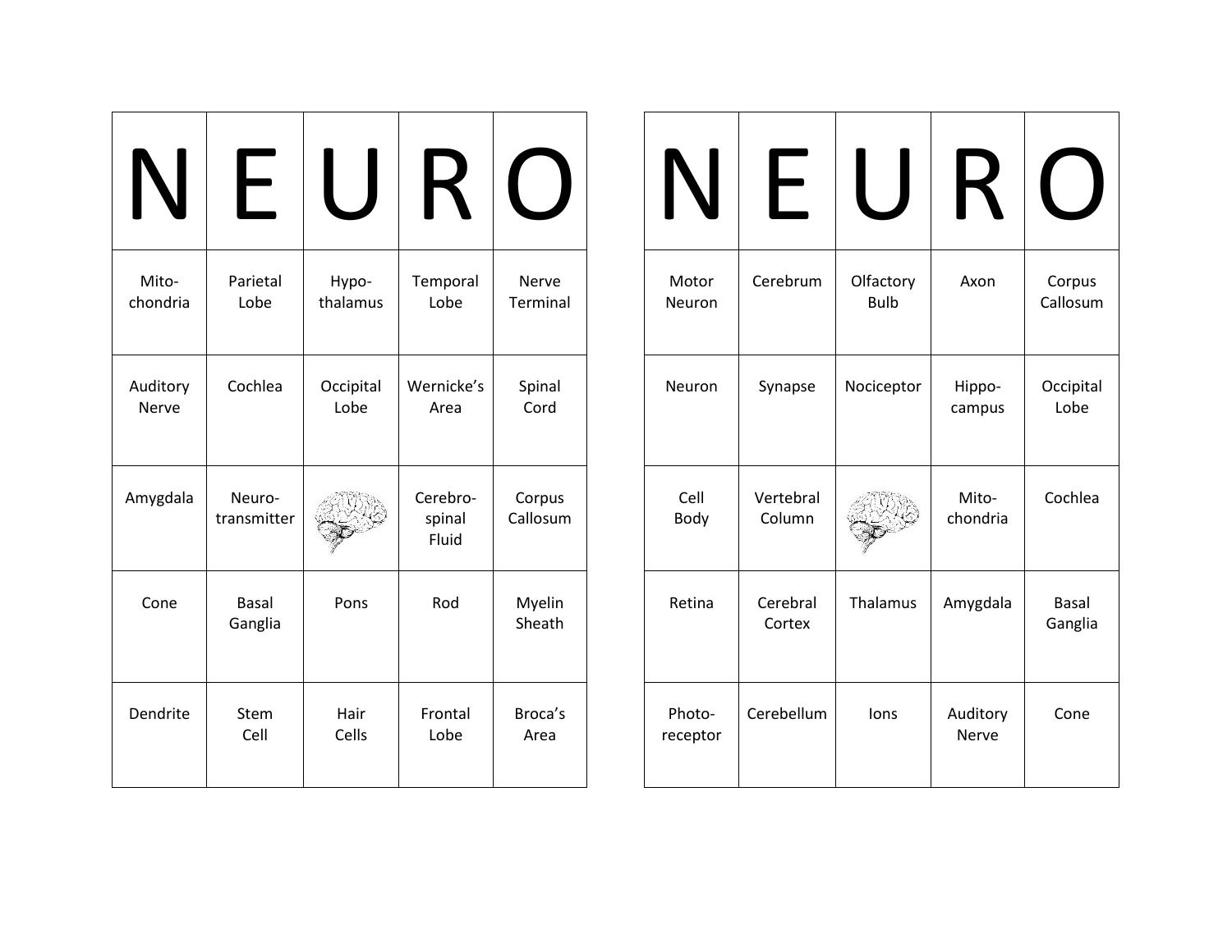| N | E | U | R | O |
|---|---|---|---|---|
| Mito-chondria | Parietal Lobe | Hypo-thalamus | Temporal Lobe | Nerve Terminal |
| Auditory Nerve | Cochlea | Occipital Lobe | Wernicke's Area | Spinal Cord |
| Amygdala | Neuro-transmitter | | Cerebro-spinal Fluid | Corpus Callosum |
| Cone | Basal Ganglia | Pons | Rod | Myelin Sheath |
| Dendrite | Stem Cell | Hair Cells | Frontal Lobe | Broca's Area |

| N | E | U | R | O |
|---|---|---|---|---|
| Motor Neuron | Cerebrum | Olfactory Bulb | Axon | Corpus Callosum |
| Neuron | Synapse | Nociceptor | Hippo-campus | Occipital Lobe |
| Cell Body | Vertebral Column | | Mito-chondria | Cochlea |
| Retina | Cerebral Cortex | Thalamus | Amygdala | Basal Ganglia |
| Photo-receptor | Cerebellum | Ions | Auditory Nerve | Cone |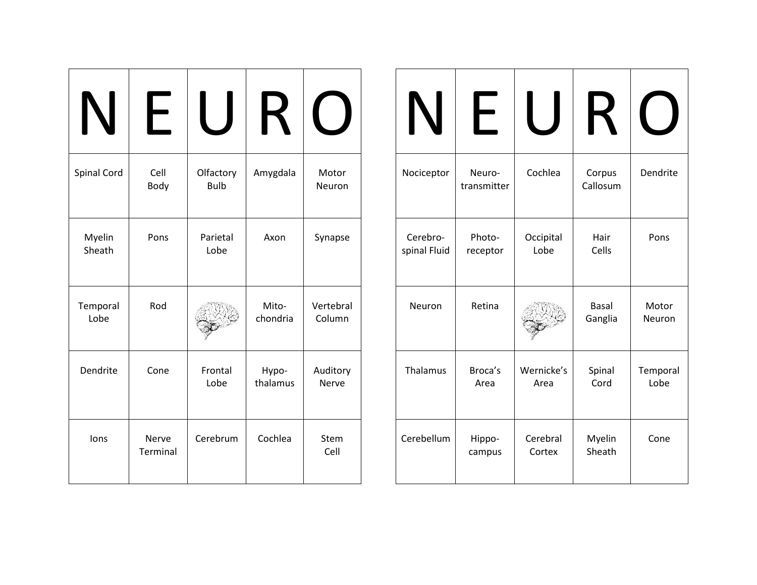| N | E | U | R | O |
| --- | --- | --- | --- | --- |
| Spinal Cord | Cell Body | Olfactory Bulb | Amygdala | Motor Neuron |
| Myelin Sheath | Pons | Parietal Lobe | Axon | Synapse |
| Temporal Lobe | Rod | | Mito-chondria | Vertebral Column |
| Dendrite | Cone | Frontal Lobe | Hypo-thalamus | Auditory Nerve |
| Ions | Nerve Terminal | Cerebrum | Cochlea | Stem Cell |

| N | E | U | R | O |
| --- | --- | --- | --- | --- |
| Nociceptor | Neuro-transmitter | Cochlea | Corpus Callosum | Dendrite |
| Cerebro-spinal Fluid | Photo-receptor | Occipital Lobe | Hair Cells | Pons |
| Neuron | Retina | | Basal Ganglia | Motor Neuron |
| Thalamus | Broca's Area | Wernicke's Area | Spinal Cord | Temporal Lobe |
| Cerebellum | Hippo-campus | Cerebral Cortex | Myelin Sheath | Cone |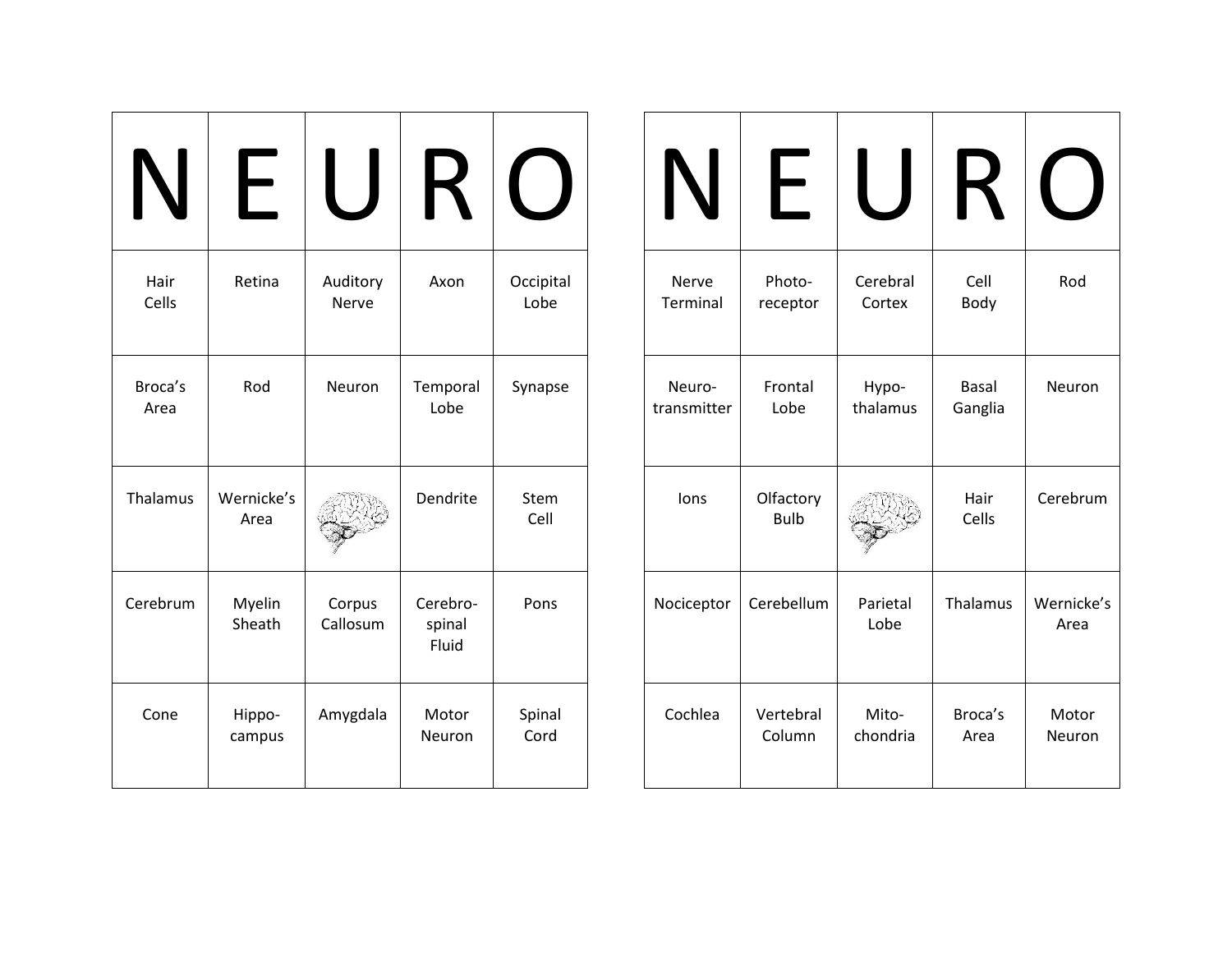| N | E | U | R | O |
|---|---|---|---|---|
| Hair Cells | Retina | Auditory Nerve | Axon | Occipital Lobe |
| Broca's Area | Rod | Neuron | Temporal Lobe | Synapse |
| Thalamus | Wernicke's Area | | Dendrite | Stem Cell |
| Cerebrum | Myelin Sheath | Corpus Callosum | Cerebro-spinal Fluid | Pons |
| Cone | Hippo-campus | Amygdala | Motor Neuron | Spinal Cord |

| N | E | U | R | O |
|---|---|---|---|---|
| Nerve Terminal | Photo-receptor | Cerebral Cortex | Cell Body | Rod |
| Neuro-transmitter | Frontal Lobe | Hypo-thalamus | Basal Ganglia | Neuron |
| Ions | Olfactory Bulb | | Hair Cells | Cerebrum |
| Nociceptor | Cerebellum | Parietal Lobe | Thalamus | Wernicke's Area |
| Cochlea | Vertebral Column | Mito-chondria | Broca's Area | Motor Neuron |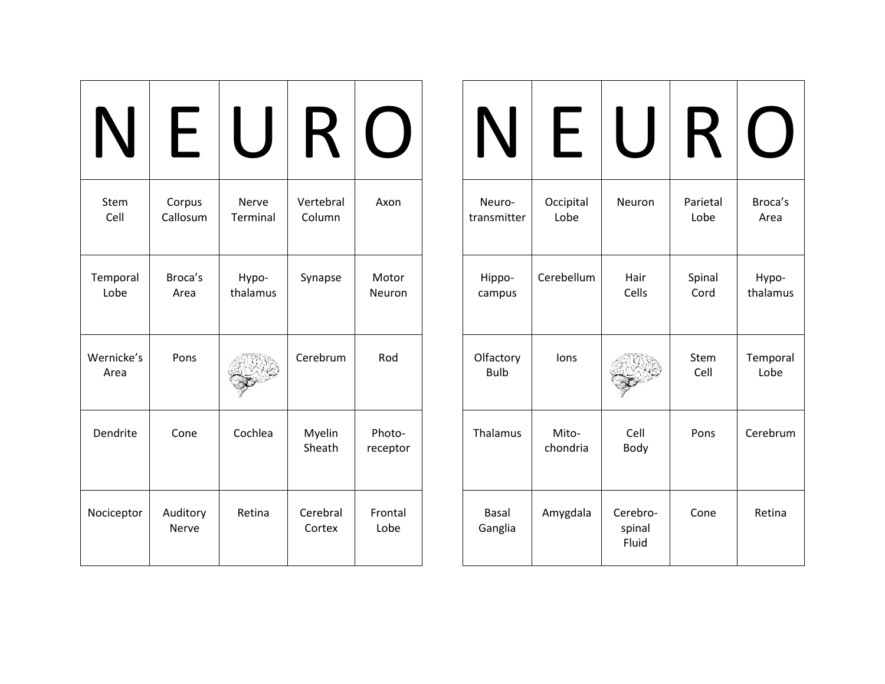| N | E | U | R | O |
|---|---|---|---|---|
| Stem Cell | Corpus Callosum | Nerve Terminal | Vertebral Column | Axon |
| Temporal Lobe | Broca's Area | Hypo-thalamus | Synapse | Motor Neuron |
| Wernicke's Area | Pons | | Cerebrum | Rod |
| Dendrite | Cone | Cochlea | Myelin Sheath | Photo-receptor |
| Nociceptor | Auditory Nerve | Retina | Cerebral Cortex | Frontal Lobe |

| N | E | U | R | O |
|---|---|---|---|---|
| Neuro-transmitter | Occipital Lobe | Neuron | Parietal Lobe | Broca's Area |
| Hippo-campus | Cerebellum | Hair Cells | Spinal Cord | Hypo-thalamus |
| Olfactory Bulb | Ions | | Stem Cell | Temporal Lobe |
| Thalamus | Mito-chondria | Cell Body | Pons | Cerebrum |
| Basal Ganglia | Amygdala | Cerebro-spinal Fluid | Cone | Retina |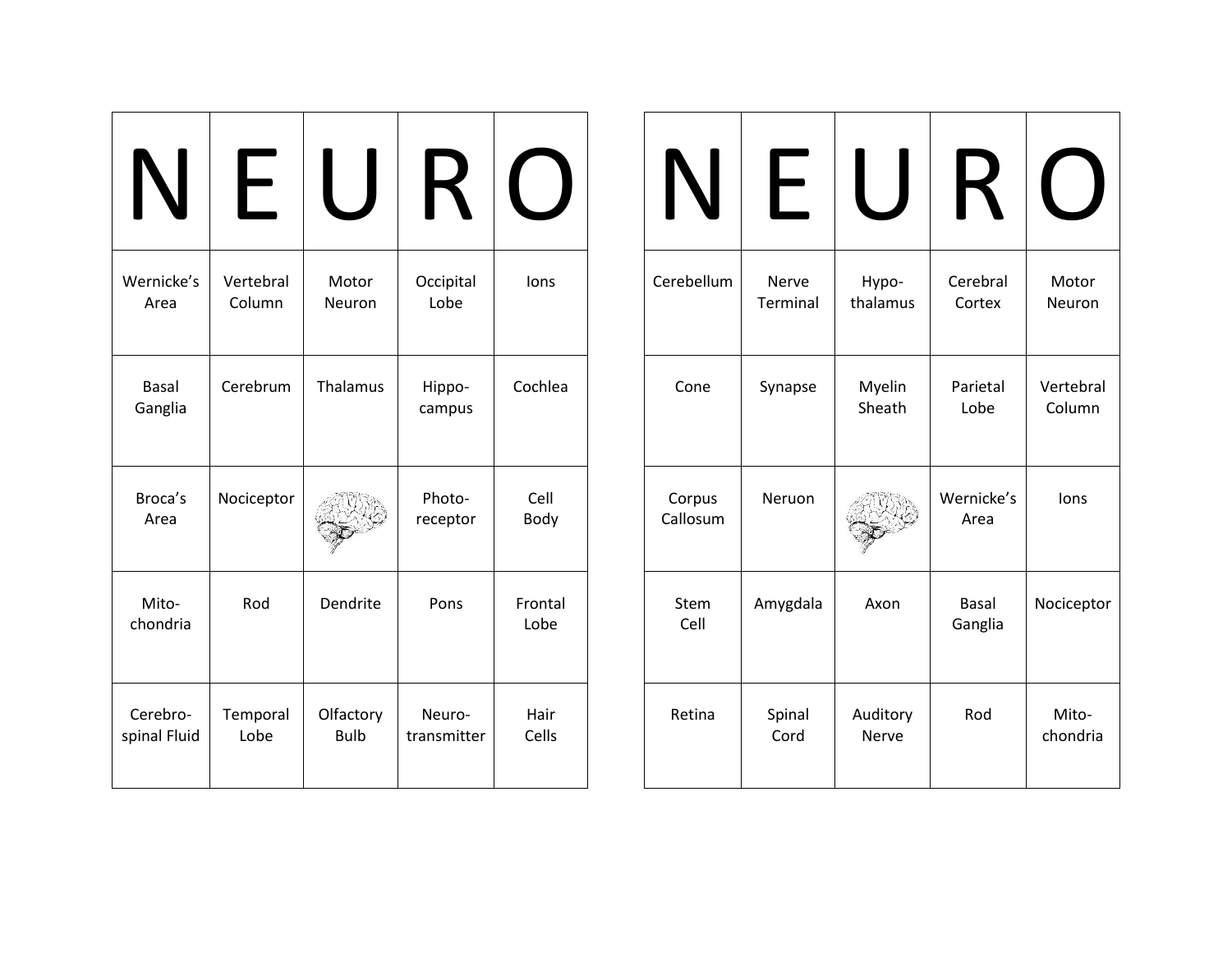| N | E | U | R | O |
|---|---|---|---|---|
| Wernicke's Area | Vertebral Column | Motor Neuron | Occipital Lobe | Ions |
| Basal Ganglia | Cerebrum | Thalamus | Hippo-campus | Cochlea |
| Broca's Area | Nociceptor | | Photo-receptor | Cell Body |
| Mito-chondria | Rod | Dendrite | Pons | Frontal Lobe |
| Cerebro-spinal Fluid | Temporal Lobe | Olfactory Bulb | Neuro-transmitter | Hair Cells |

| N | E | U | R | O |
|---|---|---|---|---|
| Cerebellum | Nerve Terminal | Hypo-thalamus | Cerebral Cortex | Motor Neuron |
| Cone | Synapse | Myelin Sheath | Parietal Lobe | Vertebral Column |
| Corpus Callosum | Neruon | | Wernicke's Area | Ions |
| Stem Cell | Amygdala | Axon | Basal Ganglia | Nociceptor |
| Retina | Spinal Cord | Auditory Nerve | Rod | Mito-chondria |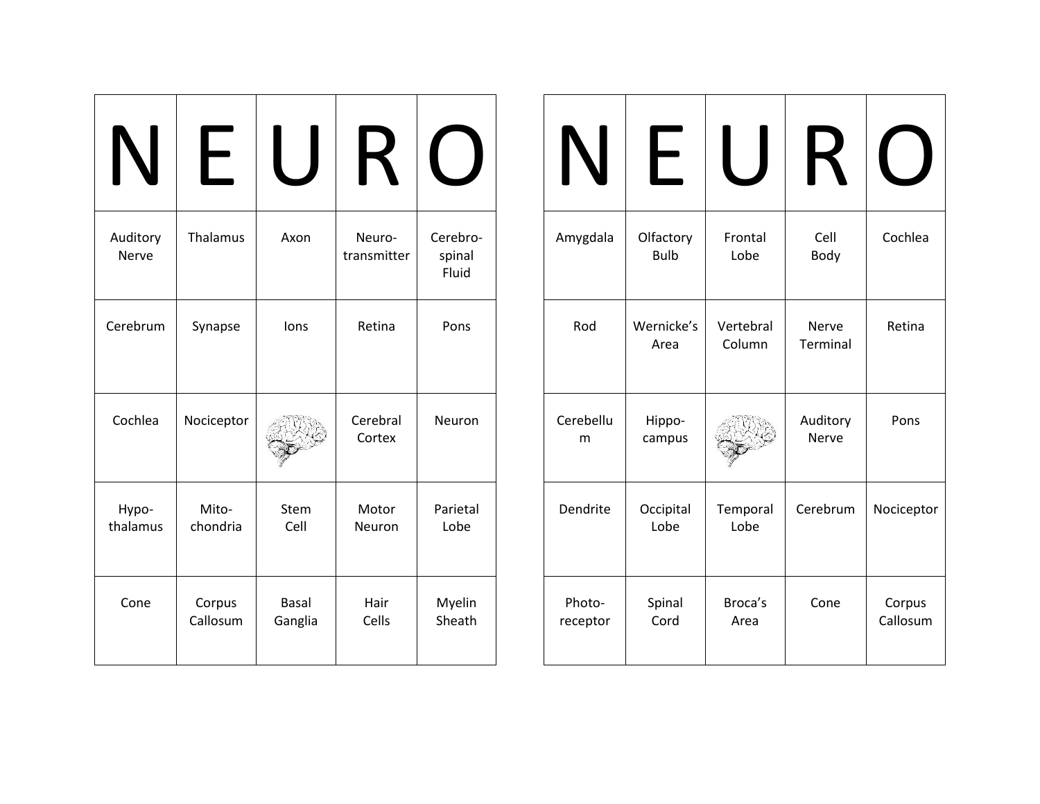| N | E | U | R | O |
|---|---|---|---|---|
| Auditory Nerve | Thalamus | Axon | Neuro-transmitter | Cerebro-spinal Fluid |
| Cerebrum | Synapse | Ions | Retina | Pons |
| Cochlea | Nociceptor | | Cerebral Cortex | Neuron |
| Hypo-thalamus | Mito-chondria | Stem Cell | Motor Neuron | Parietal Lobe |
| Cone | Corpus Callosum | Basal Ganglia | Hair Cells | Myelin Sheath |

| N | E | U | R | O |
|---|---|---|---|---|
| Amygdala | Olfactory Bulb | Frontal Lobe | Cell Body | Cochlea |
| Rod | Wernicke's Area | Vertebral Column | Nerve Terminal | Retina |
| Cerebellum | Hippo-campus | | Auditory Nerve | Pons |
| Dendrite | Occipital Lobe | Temporal Lobe | Cerebrum | Nociceptor |
| Photo-receptor | Spinal Cord | Broca's Area | Cone | Corpus Callosum |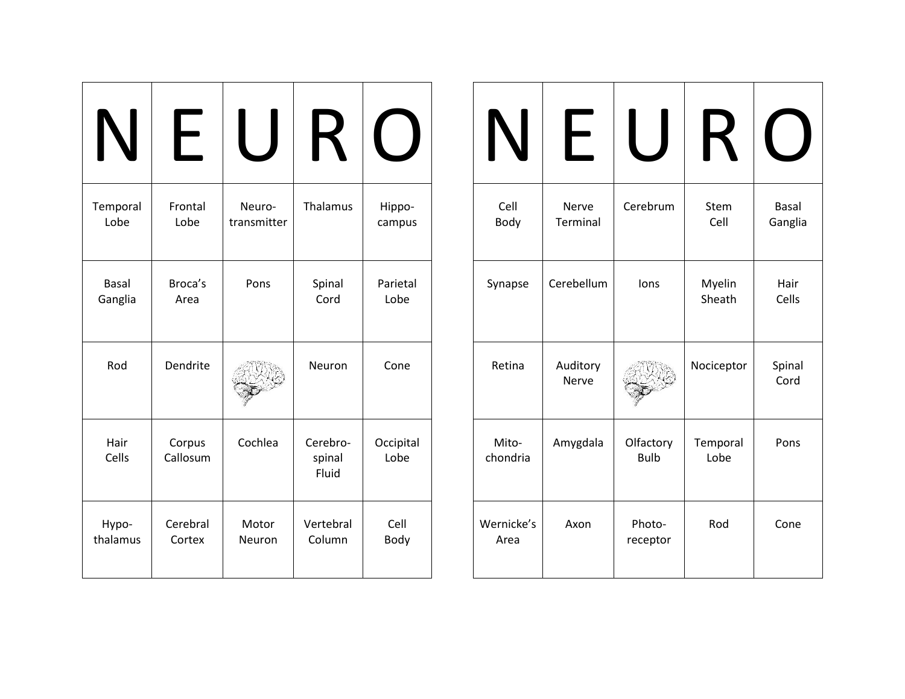| N | E | U | R | O |
|---|---|---|---|---|
| Temporal Lobe | Frontal Lobe | Neuro-transmitter | Thalamus | Hippo-campus |
| Basal Ganglia | Broca's Area | Pons | Spinal Cord | Parietal Lobe |
| Rod | Dendrite | | Neuron | Cone |
| Hair Cells | Corpus Callosum | Cochlea | Cerebro-spinal Fluid | Occipital Lobe |
| Hypo-thalamus | Cerebral Cortex | Motor Neuron | Vertebral Column | Cell Body |

| N | E | U | R | O |
|---|---|---|---|---|
| Cell Body | Nerve Terminal | Cerebrum | Stem Cell | Basal Ganglia |
| Synapse | Cerebellum | Ions | Myelin Sheath | Hair Cells |
| Retina | Auditory Nerve | | Nociceptor | Spinal Cord |
| Mito-chondria | Amygdala | Olfactory Bulb | Temporal Lobe | Pons |
| Wernicke's Area | Axon | Photo-receptor | Rod | Cone |